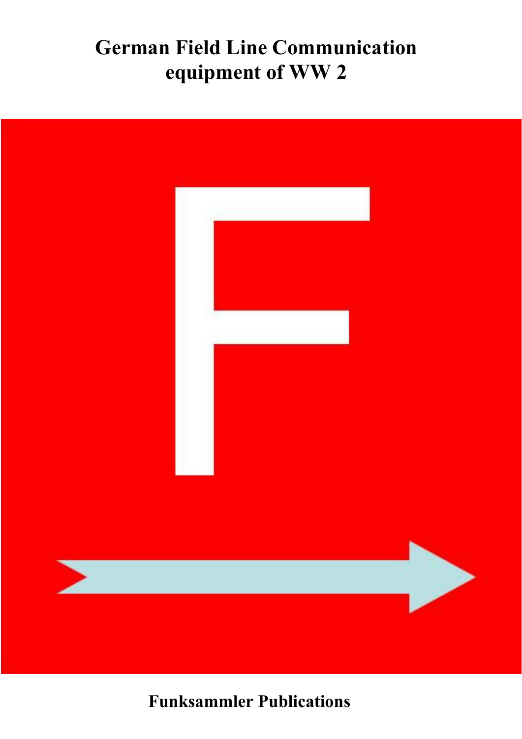# German Field Line Communication equipment of WW 2

F

**Funksammler Publications**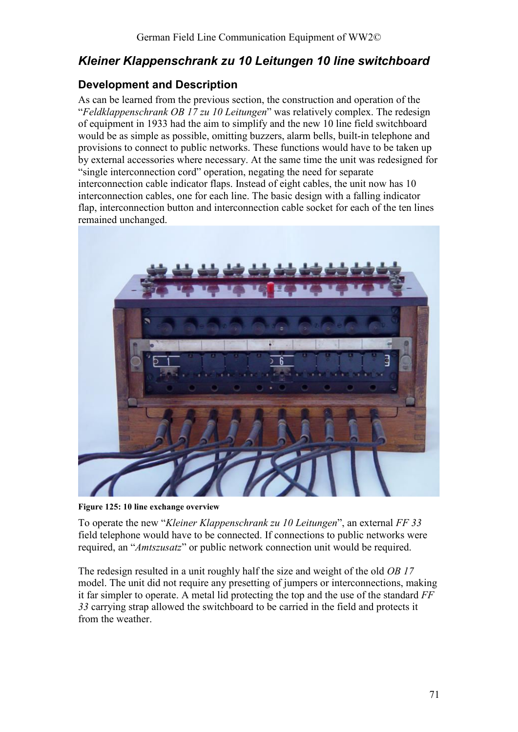## *Kleiner Klappenschrank zu 10 Leitungen 10 line switchboard*

### Development and Description

As can be learned from the previous section, the construction and operation of the "*Feldklappenschrank OB 17 zu 10 Leitungen*" was relatively complex. The redesign of equipment in 1933 had the aim to simplify and the new 10 line field switchboard would be as simple as possible, omitting buzzers, alarm bells, built-in telephone and provisions to connect to public networks. These functions would have to be taken up by external accessories where necessary. At the same time the unit was redesigned for "single interconnection cord" operation, negating the need for separate interconnection cable indicator flaps. Instead of eight cables, the unit now has 10 interconnection cables, one for each line. The basic design with a falling indicator flap, interconnection button and interconnection cable socket for each of the ten lines remained unchanged.

**Figure 125: 10 line exchange overview**

To operate the new "*Kleiner Klappenschrank zu 10 Leitungen*", an external *FF 33* field telephone would have to be connected. If connections to public networks were required, an "*Amtszusatz*" or public network connection unit would be required.

The redesign resulted in a unit roughly half the size and weight of the old *OB 17* model. The unit did not require any presetting of jumpers or interconnections, making it far simpler to operate. A metal lid protecting the top and the use of the standard *FF 33* carrying strap allowed the switchboard to be carried in the field and protects it from the weather.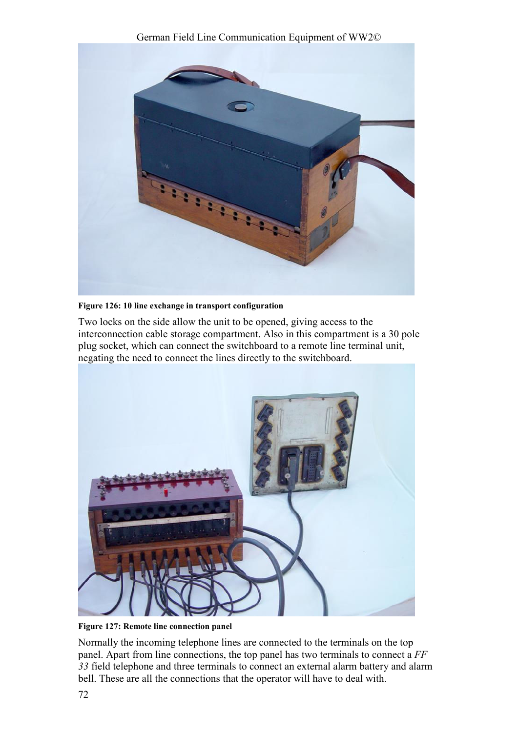**Figure 126: 10 line exchange in transport configuration**

Two locks on the side allow the unit to be opened, giving access to the interconnection cable storage compartment. Also in this compartment is a 30 pole plug socket, which can connect the switchboard to a remote line terminal unit, negating the need to connect the lines directly to the switchboard.

**Figure 127: Remote line connection panel**

Normally the incoming telephone lines are connected to the terminals on the top panel. Apart from line connections, the top panel has two terminals to connect a *FF 33* field telephone and three terminals to connect an external alarm battery and alarm bell. These are all the connections that the operator will have to deal with.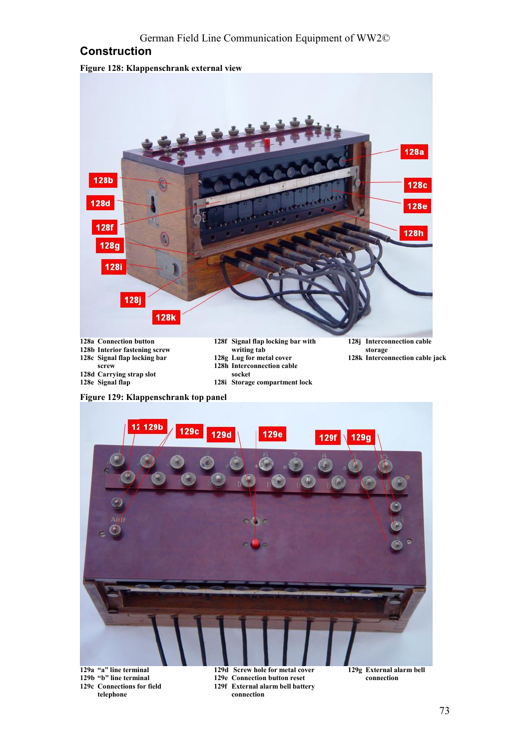## Construction

**Figure 128: Klappenschrank external view**

**128a** Connection button
**128b** Interior fastening screw
**128c** Signal flap locking bar screw
**128d** Carrying strap slot
**128e** Signal flap
**128f** Signal flap locking bar with writing tab
**128g** Lug for metal cover
**128h** Interconnection cable socket
**128i** Storage compartment lock
**128j** Interconnection cable storage
**128k** Interconnection cable jack

**Figure 129: Klappenschrank top panel**

**129a** "a" line terminal
**129b** "b" line terminal
**129c** Connections for field telephone
**129d** Screw hole for metal cover
**129e** Connection button reset
**129f** External alarm bell battery connection
**129g** External alarm bell connection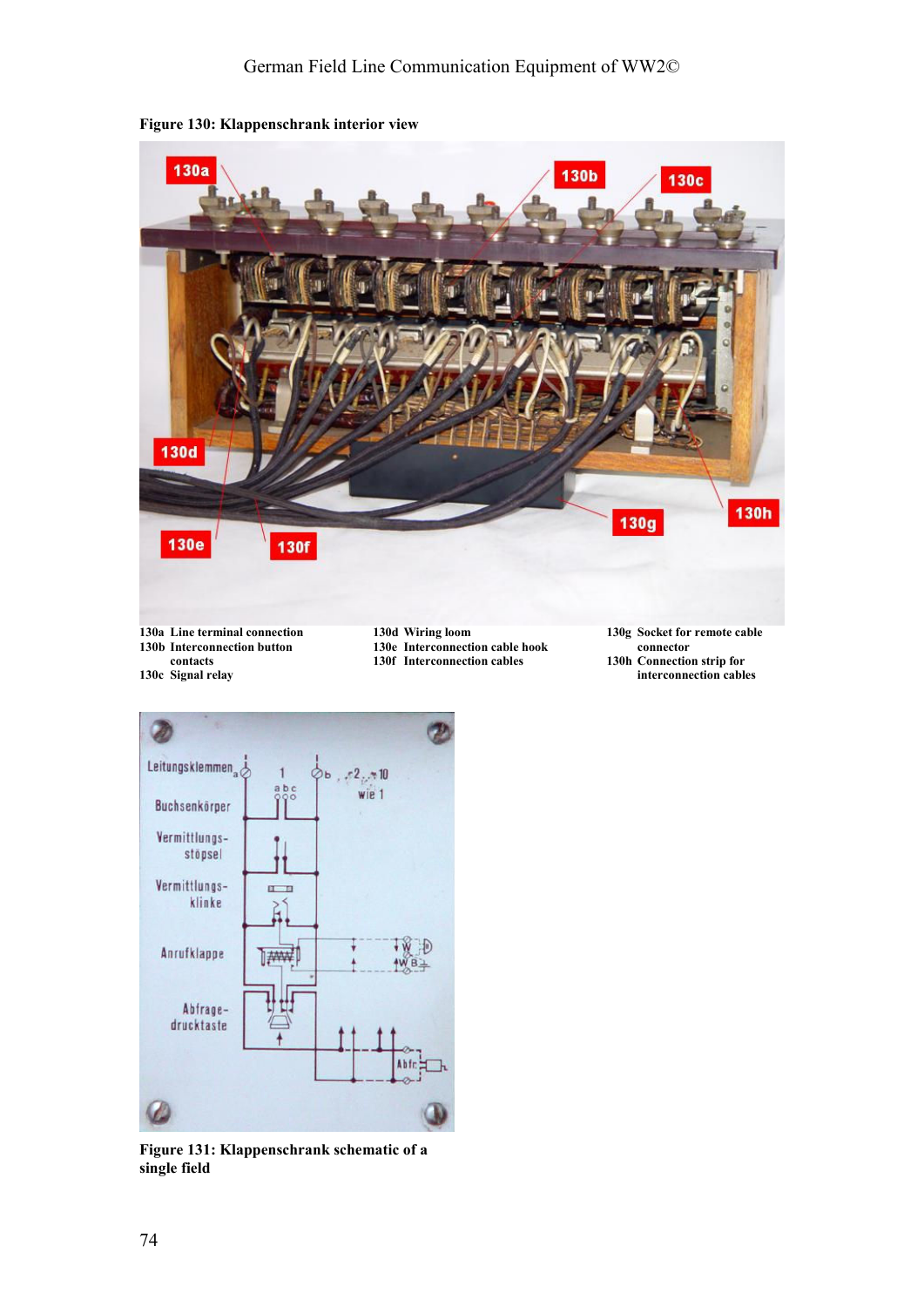**Figure 130: Klappenschrank interior view**

130a Line terminal connection
130b Interconnection button contacts
130c Signal relay
130d Wiring loom
130e Interconnection cable hook
130f Interconnection cables
130g Socket for remote cable connector
130h Connection strip for interconnection cables

**Figure 131: Klappenschrank schematic of a single field**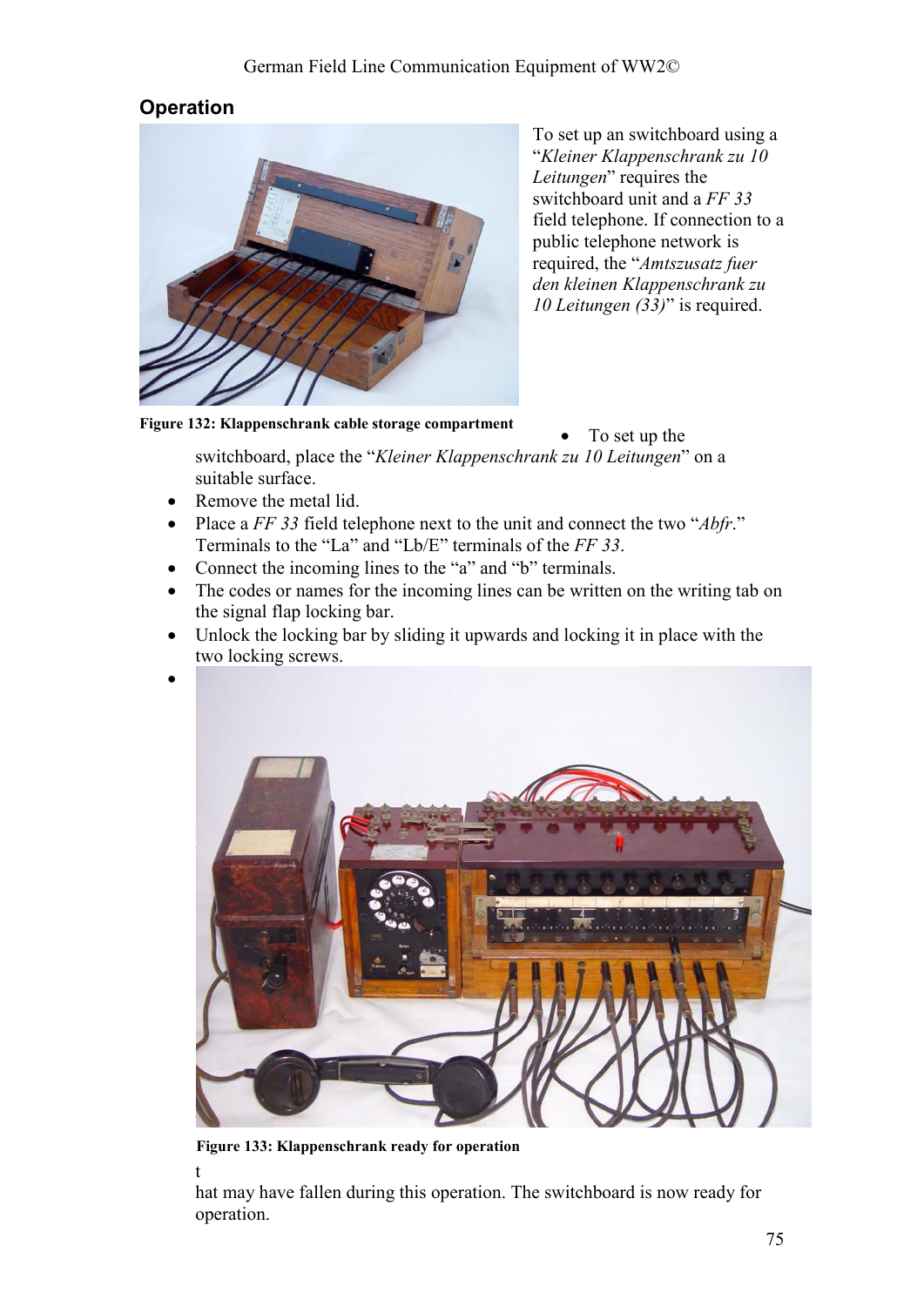## Operation

To set up an switchboard using a "*Kleiner Klappenschrank zu 10 Leitungen*" requires the switchboard unit and a *FF 33* field telephone. If connection to a public telephone network is required, the "*Amtszusatz fuer den kleinen Klappenschrank zu 10 Leitungen (33)*" is required.

**Figure 132: Klappenschrank cable storage compartment**

- To set up the switchboard, place the "*Kleiner Klappenschrank zu 10 Leitungen*" on a suitable surface.
- Remove the metal lid.
- Place a *FF 33* field telephone next to the unit and connect the two "*Abfr.*" Terminals to the "La" and "Lb/E" terminals of the *FF 33*.
- Connect the incoming lines to the "a" and "b" terminals.
- The codes or names for the incoming lines can be written on the writing tab on the signal flap locking bar.
- Unlock the locking bar by sliding it upwards and locking it in place with the two locking screws.
- 

**Figure 133: Klappenschrank ready for operation**

t

hat may have fallen during this operation. The switchboard is now ready for operation.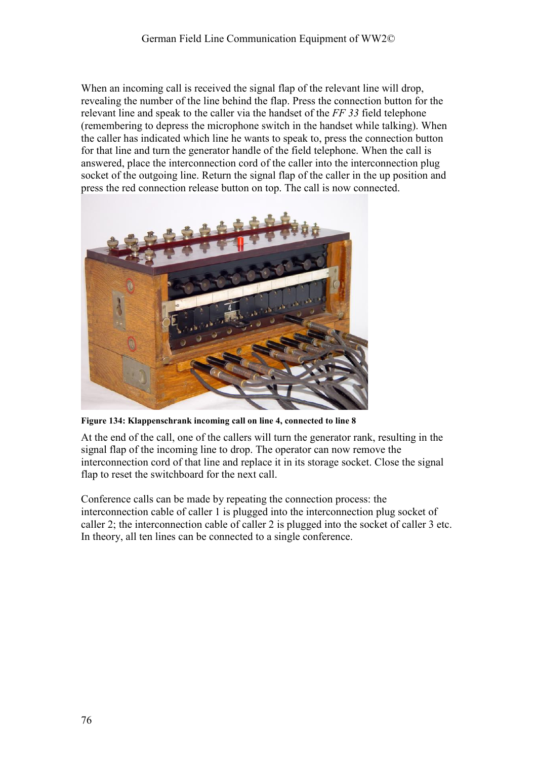When an incoming call is received the signal flap of the relevant line will drop, revealing the number of the line behind the flap. Press the connection button for the relevant line and speak to the caller via the handset of the *FF 33* field telephone (remembering to depress the microphone switch in the handset while talking). When the caller has indicated which line he wants to speak to, press the connection button for that line and turn the generator handle of the field telephone. When the call is answered, place the interconnection cord of the caller into the interconnection plug socket of the outgoing line. Return the signal flap of the caller in the up position and press the red connection release button on top. The call is now connected.

**Figure 134: Klappenschrank incoming call on line 4, connected to line 8**

At the end of the call, one of the callers will turn the generator rank, resulting in the signal flap of the incoming line to drop. The operator can now remove the interconnection cord of that line and replace it in its storage socket. Close the signal flap to reset the switchboard for the next call.

Conference calls can be made by repeating the connection process: the interconnection cable of caller 1 is plugged into the interconnection plug socket of caller 2; the interconnection cable of caller 2 is plugged into the socket of caller 3 etc. In theory, all ten lines can be connected to a single conference.